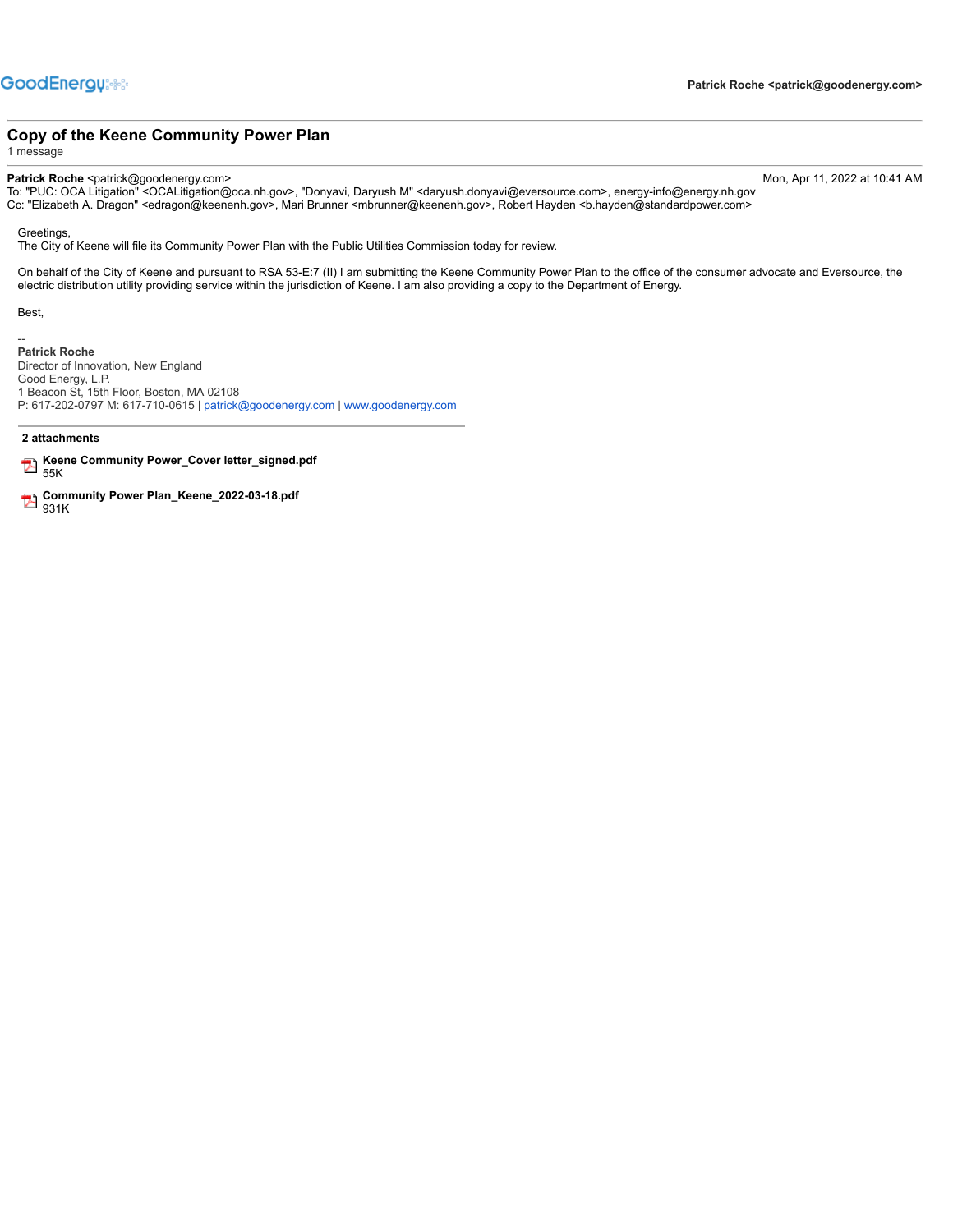GoodEnergy

**Patrick Roche <patrick@goodenergy.com>**

---

## Copy of the Keene Community Power Plan

1 message

---

**Patrick Roche** <patrick@goodenergy.com> Mon, Apr 11, 2022 at 10:41 AM

To: "PUC: OCA Litigation" <OCALitigation@oca.nh.gov>, "Donyavi, Daryush M" <daryush.donyavi@eversource.com>, energy-info@energy.nh.gov

Cc: "Elizabeth A. Dragon" <edragon@keenenh.gov>, Mari Brunner <mbrunner@keenenh.gov>, Robert Hayden <b.hayden@standardpower.com>

Greetings,

The City of Keene will file its Community Power Plan with the Public Utilities Commission today for review.

On behalf of the City of Keene and pursuant to RSA 53-E:7 (II) I am submitting the Keene Community Power Plan to the office of the consumer advocate and Eversource, the electric distribution utility providing service within the jurisdiction of Keene. I am also providing a copy to the Department of Energy.

Best,

--

**Patrick Roche**

Director of Innovation, New England

Good Energy, L.P.

1 Beacon St, 15th Floor, Boston, MA 02108

P: 617-202-0797 M: 617-710-0615 | patrick@goodenergy.com | www.goodenergy.com

---

**2 attachments**

**Keene Community Power_Cover letter_signed.pdf**
55K

**Community Power Plan_Keene_2022-03-18.pdf**
931K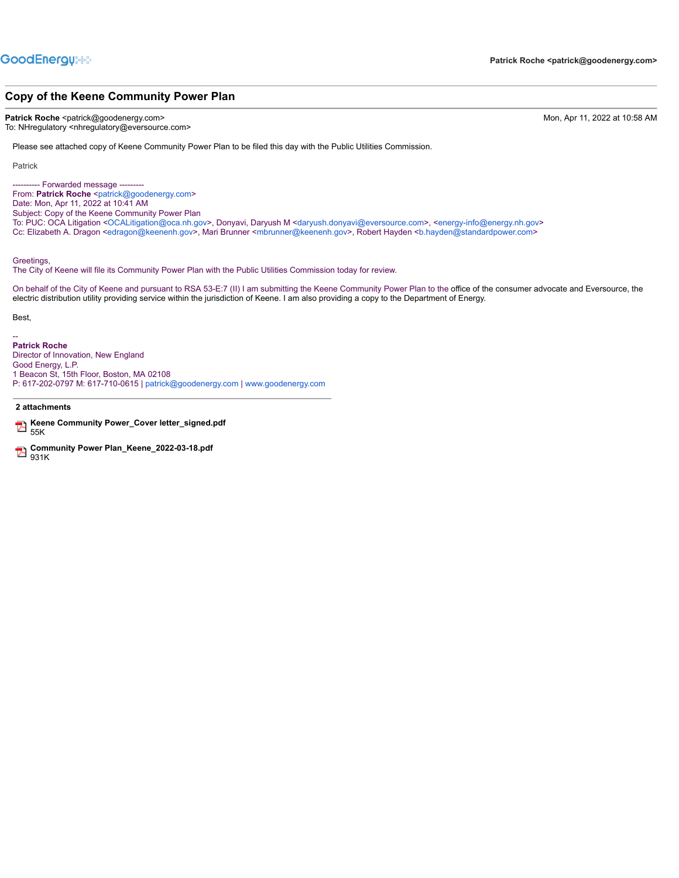GoodEnergy

Patrick Roche <patrick@goodenergy.com>

# Copy of the Keene Community Power Plan

**Patrick Roche** <patrick@goodenergy.com>
To: NHregulatory <nhregulatory@eversource.com>

Mon, Apr 11, 2022 at 10:58 AM

Please see attached copy of Keene Community Power Plan to be filed this day with the Public Utilities Commission.

Patrick

---------- Forwarded message ---------
From: **Patrick Roche** <patrick@goodenergy.com>
Date: Mon, Apr 11, 2022 at 10:41 AM
Subject: Copy of the Keene Community Power Plan
To: PUC: OCA Litigation <OCALitigation@oca.nh.gov>, Donyavi, Daryush M <daryush.donyavi@eversource.com>, <energy-info@energy.nh.gov>
Cc: Elizabeth A. Dragon <edragon@keenenh.gov>, Mari Brunner <mbrunner@keenenh.gov>, Robert Hayden <b.hayden@standardpower.com>

Greetings,
The City of Keene will file its Community Power Plan with the Public Utilities Commission today for review.

On behalf of the City of Keene and pursuant to RSA 53-E:7 (II) I am submitting the Keene Community Power Plan to the office of the consumer advocate and Eversource, the electric distribution utility providing service within the jurisdiction of Keene. I am also providing a copy to the Department of Energy.

Best,

--
**Patrick Roche**
Director of Innovation, New England
Good Energy, L.P.
1 Beacon St, 15th Floor, Boston, MA 02108
P: 617-202-0797 M: 617-710-0615 | patrick@goodenergy.com | www.goodenergy.com

**2 attachments**

**Keene Community Power_Cover letter_signed.pdf**
55K

**Community Power Plan_Keene_2022-03-18.pdf**
931K